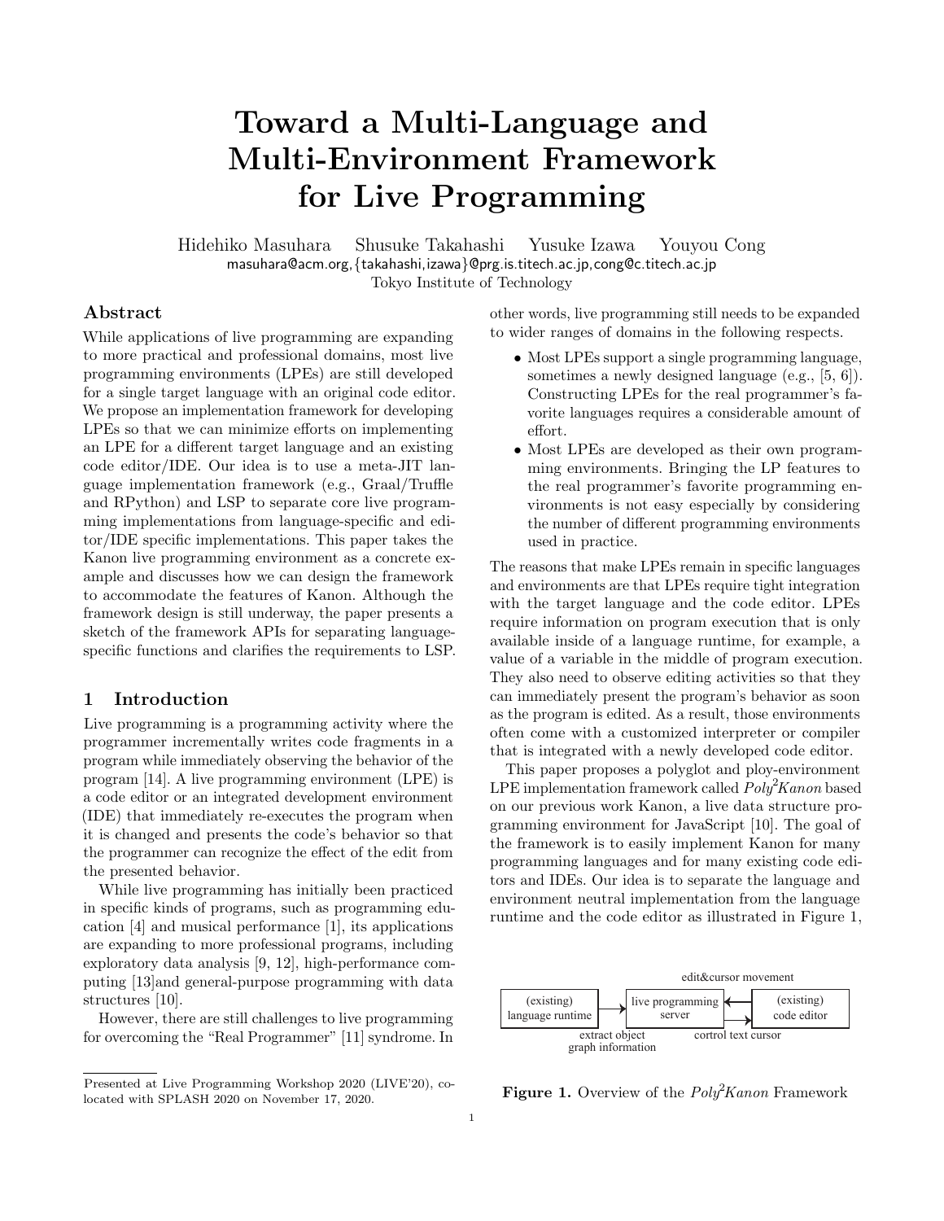# Toward a Multi-Language and Multi-Environment Framework for Live Programming

Hidehiko Masuhara Shusuke Takahashi Yusuke Izawa Youyou Cong

masuhara@acm.org,{takahashi,izawa}@prg.is.titech.ac.jp,cong@c.titech.ac.jp

Tokyo Institute of Technology

## Abstract

While applications of live programming are expanding to more practical and professional domains, most live programming environments (LPEs) are still developed for a single target language with an original code editor. We propose an implementation framework for developing LPEs so that we can minimize efforts on implementing an LPE for a different target language and an existing code editor/IDE. Our idea is to use a meta-JIT language implementation framework (e.g., Graal/Truffle and RPython) and LSP to separate core live programming implementations from language-specific and editor/IDE specific implementations. This paper takes the Kanon live programming environment as a concrete example and discusses how we can design the framework to accommodate the features of Kanon. Although the framework design is still underway, the paper presents a sketch of the framework APIs for separating language-specific functions and clarifies the requirements to LSP.

## 1 Introduction

Live programming is a programming activity where the programmer incrementally writes code fragments in a program while immediately observing the behavior of the program [14]. A live programming environment (LPE) is a code editor or an integrated development environment (IDE) that immediately re-executes the program when it is changed and presents the code's behavior so that the programmer can recognize the effect of the edit from the presented behavior.

While live programming has initially been practiced in specific kinds of programs, such as programming education [4] and musical performance [1], its applications are expanding to more professional programs, including exploratory data analysis [9, 12], high-performance computing [13]and general-purpose programming with data structures [10].

However, there are still challenges to live programming for overcoming the "Real Programmer" [11] syndrome. In other words, live programming still needs to be expanded to wider ranges of domains in the following respects.

- Most LPEs support a single programming language, sometimes a newly designed language (e.g., [5, 6]). Constructing LPEs for the real programmer's favorite languages requires a considerable amount of effort.
- Most LPEs are developed as their own programming environments. Bringing the LP features to the real programmer's favorite programming environments is not easy especially by considering the number of different programming environments used in practice.

The reasons that make LPEs remain in specific languages and environments are that LPEs require tight integration with the target language and the code editor. LPEs require information on program execution that is only available inside of a language runtime, for example, a value of a variable in the middle of program execution. They also need to observe editing activities so that they can immediately present the program's behavior as soon as the program is edited. As a result, those environments often come with a customized interpreter or compiler that is integrated with a newly developed code editor.

This paper proposes a polyglot and ploy-environment LPE implementation framework called *Poly*[2]*Kanon* based on our previous work Kanon, a live data structure programming environment for JavaScript [10]. The goal of the framework is to easily implement Kanon for many programming languages and for many existing code editors and IDEs. Our idea is to separate the language and environment neutral implementation from the language runtime and the code editor as illustrated in Figure 1,

(existing) language runtime → live programming server ⇄ (existing) code editor
extract object graph information | edit&cursor movement | cortrol text cursor

**Figure 1.** Overview of the *Poly*[2]*Kanon* Framework

Presented at Live Programming Workshop 2020 (LIVE'20), co-located with SPLASH 2020 on November 17, 2020.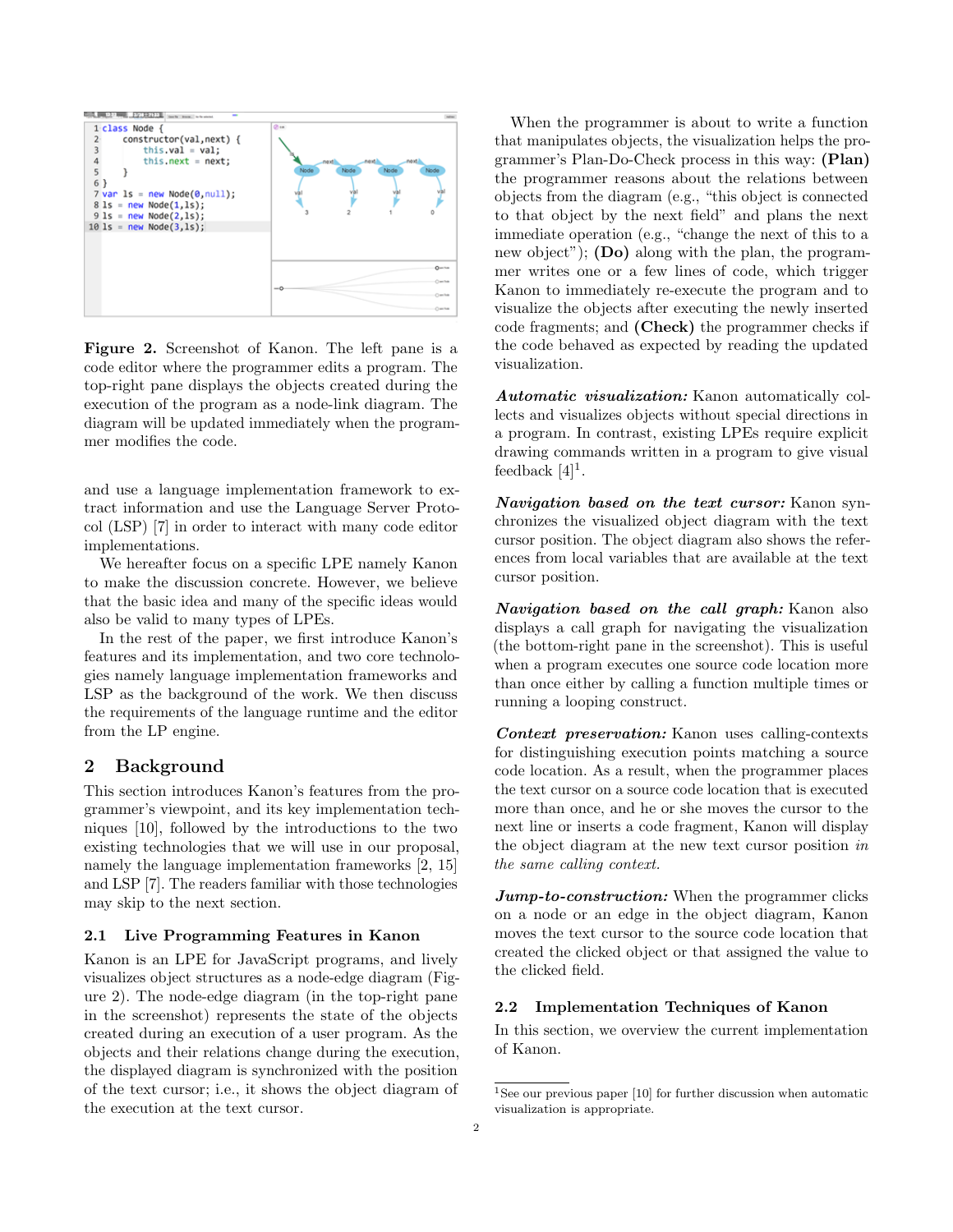Figure 2. Screenshot of Kanon. The left pane is a code editor where the programmer edits a program. The top-right pane displays the objects created during the execution of the program as a node-link diagram. The diagram will be updated immediately when the programmer modifies the code.

and use a language implementation framework to extract information and use the Language Server Protocol (LSP) [7] in order to interact with many code editor implementations.

We hereafter focus on a specific LPE namely Kanon to make the discussion concrete. However, we believe that the basic idea and many of the specific ideas would also be valid to many types of LPEs.

In the rest of the paper, we first introduce Kanon's features and its implementation, and two core technologies namely language implementation frameworks and LSP as the background of the work. We then discuss the requirements of the language runtime and the editor from the LP engine.

## 2 Background

This section introduces Kanon's features from the programmer's viewpoint, and its key implementation techniques [10], followed by the introductions to the two existing technologies that we will use in our proposal, namely the language implementation frameworks [2, 15] and LSP [7]. The readers familiar with those technologies may skip to the next section.

### 2.1 Live Programming Features in Kanon

Kanon is an LPE for JavaScript programs, and lively visualizes object structures as a node-edge diagram (Figure 2). The node-edge diagram (in the top-right pane in the screenshot) represents the state of the objects created during an execution of a user program. As the objects and their relations change during the execution, the displayed diagram is synchronized with the position of the text cursor; i.e., it shows the object diagram of the execution at the text cursor.

When the programmer is about to write a function that manipulates objects, the visualization helps the programmer's Plan-Do-Check process in this way: **(Plan)** the programmer reasons about the relations between objects from the diagram (e.g., "this object is connected to that object by the next field" and plans the next immediate operation (e.g., "change the next of this to a new object"); **(Do)** along with the plan, the programmer writes one or a few lines of code, which trigger Kanon to immediately re-execute the program and to visualize the objects after executing the newly inserted code fragments; and **(Check)** the programmer checks if the code behaved as expected by reading the updated visualization.

***Automatic visualization:*** Kanon automatically collects and visualizes objects without special directions in a program. In contrast, existing LPEs require explicit drawing commands written in a program to give visual feedback [4][1].

***Navigation based on the text cursor:*** Kanon synchronizes the visualized object diagram with the text cursor position. The object diagram also shows the references from local variables that are available at the text cursor position.

***Navigation based on the call graph:*** Kanon also displays a call graph for navigating the visualization (the bottom-right pane in the screenshot). This is useful when a program executes one source code location more than once either by calling a function multiple times or running a looping construct.

***Context preservation:*** Kanon uses calling-contexts for distinguishing execution points matching a source code location. As a result, when the programmer places the text cursor on a source code location that is executed more than once, and he or she moves the cursor to the next line or inserts a code fragment, Kanon will display the object diagram at the new text cursor position *in the same calling context.*

***Jump-to-construction:*** When the programmer clicks on a node or an edge in the object diagram, Kanon moves the text cursor to the source code location that created the clicked object or that assigned the value to the clicked field.

### 2.2 Implementation Techniques of Kanon

In this section, we overview the current implementation of Kanon.

[1] See our previous paper [10] for further discussion when automatic visualization is appropriate.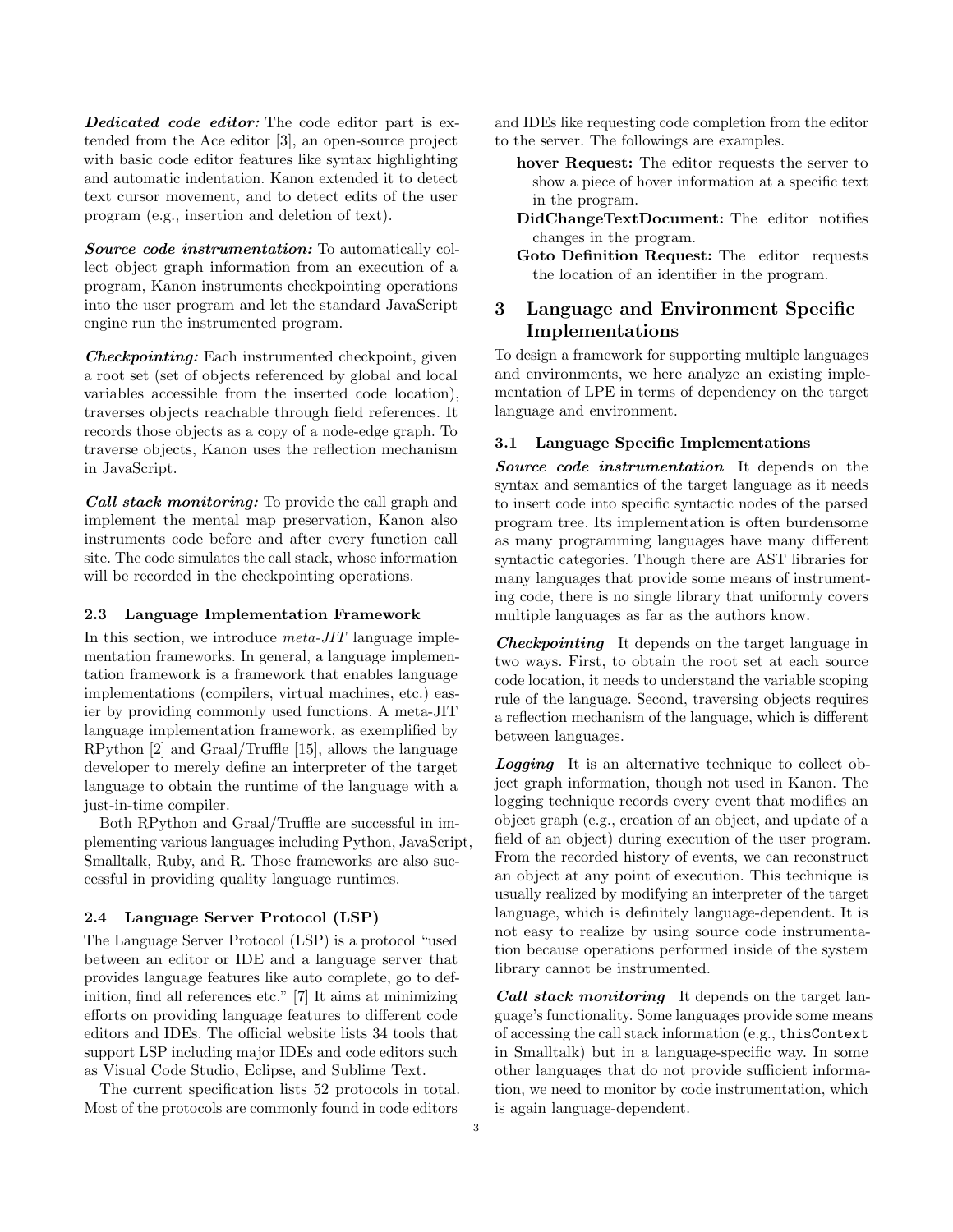***Dedicated code editor:*** The code editor part is extended from the Ace editor [3], an open-source project with basic code editor features like syntax highlighting and automatic indentation. Kanon extended it to detect text cursor movement, and to detect edits of the user program (e.g., insertion and deletion of text).

***Source code instrumentation:*** To automatically collect object graph information from an execution of a program, Kanon instruments checkpointing operations into the user program and let the standard JavaScript engine run the instrumented program.

***Checkpointing:*** Each instrumented checkpoint, given a root set (set of objects referenced by global and local variables accessible from the inserted code location), traverses objects reachable through field references. It records those objects as a copy of a node-edge graph. To traverse objects, Kanon uses the reflection mechanism in JavaScript.

***Call stack monitoring:*** To provide the call graph and implement the mental map preservation, Kanon also instruments code before and after every function call site. The code simulates the call stack, whose information will be recorded in the checkpointing operations.

### 2.3 Language Implementation Framework

In this section, we introduce *meta-JIT* language implementation frameworks. In general, a language implementation framework is a framework that enables language implementations (compilers, virtual machines, etc.) easier by providing commonly used functions. A meta-JIT language implementation framework, as exemplified by RPython [2] and Graal/Truffle [15], allows the language developer to merely define an interpreter of the target language to obtain the runtime of the language with a just-in-time compiler.

Both RPython and Graal/Truffle are successful in implementing various languages including Python, JavaScript, Smalltalk, Ruby, and R. Those frameworks are also successful in providing quality language runtimes.

### 2.4 Language Server Protocol (LSP)

The Language Server Protocol (LSP) is a protocol "used between an editor or IDE and a language server that provides language features like auto complete, go to definition, find all references etc." [7] It aims at minimizing efforts on providing language features to different code editors and IDEs. The official website lists 34 tools that support LSP including major IDEs and code editors such as Visual Code Studio, Eclipse, and Sublime Text.

The current specification lists 52 protocols in total. Most of the protocols are commonly found in code editors and IDEs like requesting code completion from the editor to the server. The followings are examples.

- **hover Request:** The editor requests the server to show a piece of hover information at a specific text in the program.
- **DidChangeTextDocument:** The editor notifies changes in the program.
- **Goto Definition Request:** The editor requests the location of an identifier in the program.

## 3 Language and Environment Specific Implementations

To design a framework for supporting multiple languages and environments, we here analyze an existing implementation of LPE in terms of dependency on the target language and environment.

### 3.1 Language Specific Implementations

***Source code instrumentation*** It depends on the syntax and semantics of the target language as it needs to insert code into specific syntactic nodes of the parsed program tree. Its implementation is often burdensome as many programming languages have many different syntactic categories. Though there are AST libraries for many languages that provide some means of instrumenting code, there is no single library that uniformly covers multiple languages as far as the authors know.

***Checkpointing*** It depends on the target language in two ways. First, to obtain the root set at each source code location, it needs to understand the variable scoping rule of the language. Second, traversing objects requires a reflection mechanism of the language, which is different between languages.

***Logging*** It is an alternative technique to collect object graph information, though not used in Kanon. The logging technique records every event that modifies an object graph (e.g., creation of an object, and update of a field of an object) during execution of the user program. From the recorded history of events, we can reconstruct an object at any point of execution. This technique is usually realized by modifying an interpreter of the target language, which is definitely language-dependent. It is not easy to realize by using source code instrumentation because operations performed inside of the system library cannot be instrumented.

***Call stack monitoring*** It depends on the target language's functionality. Some languages provide some means of accessing the call stack information (e.g., `thisContext` in Smalltalk) but in a language-specific way. In some other languages that do not provide sufficient information, we need to monitor by code instrumentation, which is again language-dependent.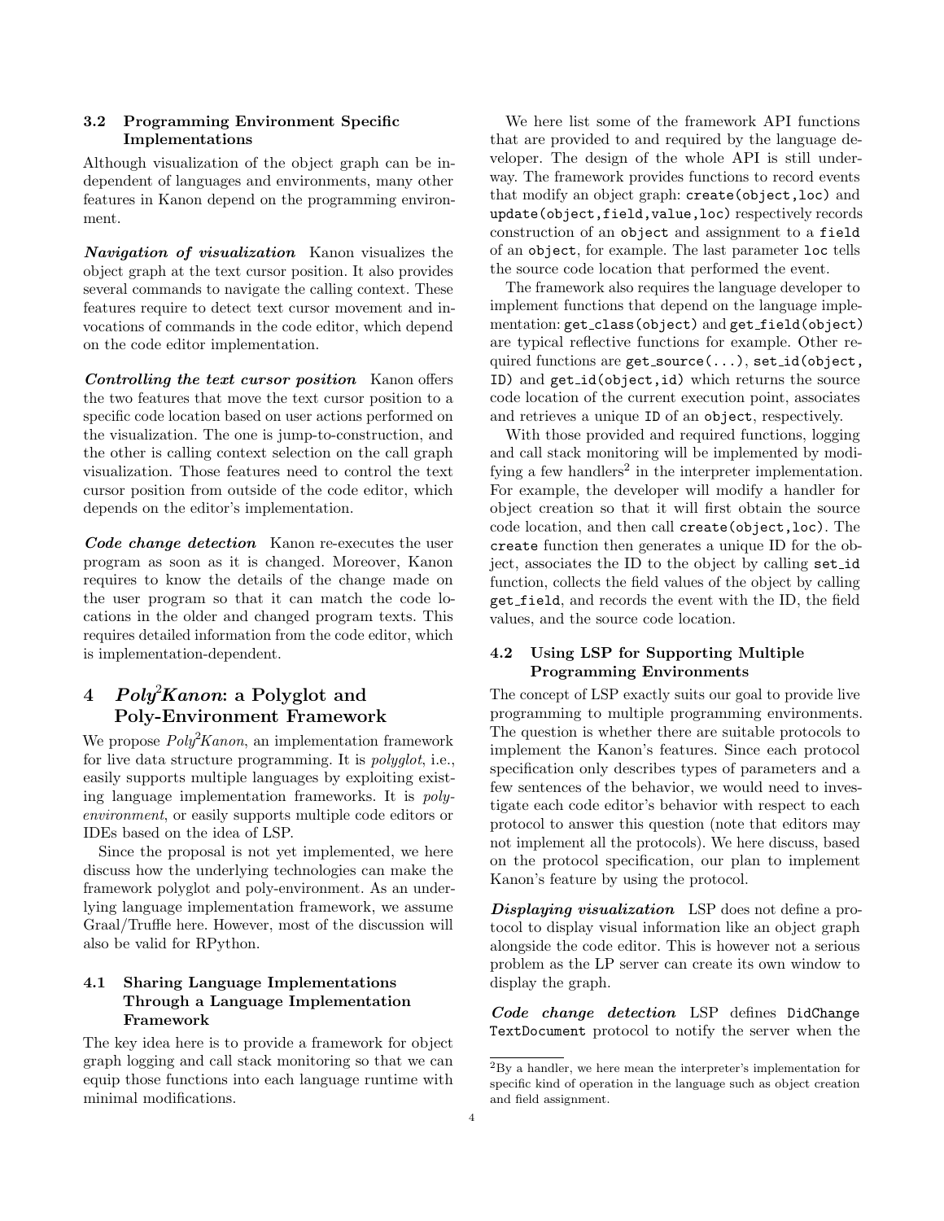### 3.2 Programming Environment Specific Implementations

Although visualization of the object graph can be independent of languages and environments, many other features in Kanon depend on the programming environment.

***Navigation of visualization*** Kanon visualizes the object graph at the text cursor position. It also provides several commands to navigate the calling context. These features require to detect text cursor movement and invocations of commands in the code editor, which depend on the code editor implementation.

***Controlling the text cursor position*** Kanon offers the two features that move the text cursor position to a specific code location based on user actions performed on the visualization. The one is jump-to-construction, and the other is calling context selection on the call graph visualization. Those features need to control the text cursor position from outside of the code editor, which depends on the editor's implementation.

***Code change detection*** Kanon re-executes the user program as soon as it is changed. Moreover, Kanon requires to know the details of the change made on the user program so that it can match the code locations in the older and changed program texts. This requires detailed information from the code editor, which is implementation-dependent.

## 4 *Poly²Kanon*: a Polyglot and Poly-Environment Framework

We propose *Poly²Kanon*, an implementation framework for live data structure programming. It is *polyglot*, i.e., easily supports multiple languages by exploiting existing language implementation frameworks. It is *poly-environment*, or easily supports multiple code editors or IDEs based on the idea of LSP.

Since the proposal is not yet implemented, we here discuss how the underlying technologies can make the framework polyglot and poly-environment. As an underlying language implementation framework, we assume Graal/Truffle here. However, most of the discussion will also be valid for RPython.

### 4.1 Sharing Language Implementations Through a Language Implementation Framework

The key idea here is to provide a framework for object graph logging and call stack monitoring so that we can equip those functions into each language runtime with minimal modifications.

We here list some of the framework API functions that are provided to and required by the language developer. The design of the whole API is still underway. The framework provides functions to record events that modify an object graph: `create(object,loc)` and `update(object,field,value,loc)` respectively records construction of an `object` and assignment to a `field` of an `object`, for example. The last parameter `loc` tells the source code location that performed the event.

The framework also requires the language developer to implement functions that depend on the language implementation: `get_class(object)` and `get_field(object)` are typical reflective functions for example. Other required functions are `get_source(...)`, `set_id(object, ID)` and `get_id(object,id)` which returns the source code location of the current execution point, associates and retrieves a unique `ID` of an `object`, respectively.

With those provided and required functions, logging and call stack monitoring will be implemented by modifying a few handlers[2] in the interpreter implementation. For example, the developer will modify a handler for object creation so that it will first obtain the source code location, and then call `create(object,loc)`. The `create` function then generates a unique ID for the object, associates the ID to the object by calling `set_id` function, collects the field values of the object by calling `get_field`, and records the event with the ID, the field values, and the source code location.

### 4.2 Using LSP for Supporting Multiple Programming Environments

The concept of LSP exactly suits our goal to provide live programming to multiple programming environments. The question is whether there are suitable protocols to implement the Kanon's features. Since each protocol specification only describes types of parameters and a few sentences of the behavior, we would need to investigate each code editor's behavior with respect to each protocol to answer this question (note that editors may not implement all the protocols). We here discuss, based on the protocol specification, our plan to implement Kanon's feature by using the protocol.

***Displaying visualization*** LSP does not define a protocol to display visual information like an object graph alongside the code editor. This is however not a serious problem as the LP server can create its own window to display the graph.

***Code change detection*** LSP defines `DidChange TextDocument` protocol to notify the server when the

[2] By a handler, we here mean the interpreter's implementation for specific kind of operation in the language such as object creation and field assignment.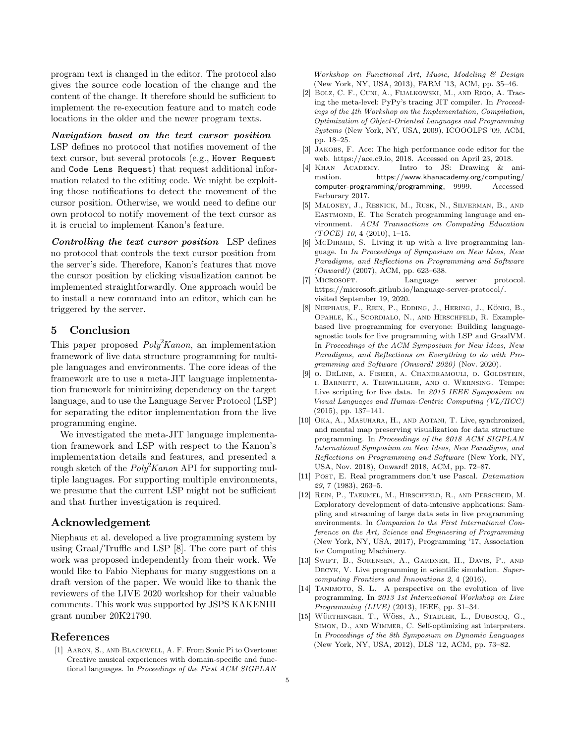program text is changed in the editor. The protocol also gives the source code location of the change and the content of the change. It therefore should be sufficient to implement the re-execution feature and to match code locations in the older and the newer program texts.

***Navigation based on the text cursor position*** LSP defines no protocol that notifies movement of the text cursor, but several protocols (e.g., `Hover Request` and `Code Lens Request`) that request additional information related to the editing code. We might be exploiting those notifications to detect the movement of the cursor position. Otherwise, we would need to define our own protocol to notify movement of the text cursor as it is crucial to implement Kanon's feature.

***Controlling the text cursor position*** LSP defines no protocol that controls the text cursor position from the server's side. Therefore, Kanon's features that move the cursor position by clicking visualization cannot be implemented straightforwardly. One approach would be to install a new command into an editor, which can be triggered by the server.

## 5 Conclusion

This paper proposed *Poly²Kanon*, an implementation framework of live data structure programming for multiple languages and environments. The core ideas of the framework are to use a meta-JIT language implementation framework for minimizing dependency on the target language, and to use the Language Server Protocol (LSP) for separating the editor implementation from the live programming engine.

We investigated the meta-JIT language implementation framework and LSP with respect to the Kanon's implementation details and features, and presented a rough sketch of the *Poly²Kanon* API for supporting multiple languages. For supporting multiple environments, we presume that the current LSP might not be sufficient and that further investigation is required.

## Acknowledgement

Niephaus et al. developed a live programming system by using Graal/Truffle and LSP [8]. The core part of this work was proposed independently from their work. We would like to Fabio Niephaus for many suggestions on a draft version of the paper. We would like to thank the reviewers of the LIVE 2020 workshop for their valuable comments. This work was supported by JSPS KAKENHI grant number 20K21790.

## References

[1] Aaron, S., and Blackwell, A. F. From Sonic Pi to Overtone: Creative musical experiences with domain-specific and functional languages. In *Proceedings of the First ACM SIGPLAN Workshop on Functional Art, Music, Modeling & Design* (New York, NY, USA, 2013), FARM '13, ACM, pp. 35–46.

[2] Bolz, C. F., Cuni, A., Fijalkowski, M., and Rigo, A. Tracing the meta-level: PyPy's tracing JIT compiler. In *Proceedings of the 4th Workshop on the Implementation, Compilation, Optimization of Object-Oriented Languages and Programming Systems* (New York, NY, USA, 2009), ICOOOLPS '09, ACM, pp. 18–25.

[3] Jakobs, F. Ace: The high performance code editor for the web. https://ace.c9.io, 2018. Accessed on April 23, 2018.

[4] Khan Academy. Intro to JS: Drawing & animation. https://www.khanacademy.org/computing/computer-programming/programming, 9999. Accessed Ferburary 2017.

[5] Maloney, J., Resnick, M., Rusk, N., Silverman, B., and Eastmond, E. The Scratch programming language and environment. *ACM Transactions on Computing Education (TOCE) 10*, 4 (2010), 1–15.

[6] McDirmid, S. Living it up with a live programming language. In *In Proceedings of Symposium on New Ideas, New Paradigms, and Reflections on Programming and Software (Onward!)* (2007), ACM, pp. 623–638.

[7] Microsoft. Language server protocol. https://microsoft.github.io/language-server-protocol/. visited September 19, 2020.

[8] Niephaus, F., Rein, P., Edding, J., Hering, J., König, B., Opahle, K., Scordialo, N., and Hirschfeld, R. Example-based live programming for everyone: Building language-agnostic tools for live programming with LSP and GraalVM. In *Proceedings of the ACM Symposium for New Ideas, New Paradigms, and Reflections on Everything to do with Programming and Software (Onward! 2020)* (Nov. 2020).

[9] o. DeLine, a. Fisher, a. Chandramouli, o. Goldstein, i. Barnett, a. Terwilliger, and o. Wernsing. Tempe: Live scripting for live data. In *2015 IEEE Symposium on Visual Languages and Human-Centric Computing (VL/HCC)* (2015), pp. 137–141.

[10] Oka, A., Masuhara, H., and Aotani, T. Live, synchronized, and mental map preserving visualization for data structure programming. In *Proceedings of the 2018 ACM SIGPLAN International Symposium on New Ideas, New Paradigms, and Reflections on Programming and Software* (New York, NY, USA, Nov. 2018), Onward! 2018, ACM, pp. 72–87.

[11] Post, E. Real programmers don't use Pascal. *Datamation 29*, 7 (1983), 263–5.

[12] Rein, P., Taeumel, M., Hirschfeld, R., and Perscheid, M. Exploratory development of data-intensive applications: Sampling and streaming of large data sets in live programming environments. In *Companion to the First International Conference on the Art, Science and Engineering of Programming* (New York, NY, USA, 2017), Programming '17, Association for Computing Machinery.

[13] Swift, B., Sorensen, A., Gardner, H., Davis, P., and Decyk, V. Live programming in scientific simulation. *Supercomputing Frontiers and Innovations 2*, 4 (2016).

[14] Tanimoto, S. L. A perspective on the evolution of live programming. In *2013 1st International Workshop on Live Programming (LIVE)* (2013), IEEE, pp. 31–34.

[15] Würthinger, T., Wöss, A., Stadler, L., Duboscq, G., Simon, D., and Wimmer, C. Self-optimizing ast interpreters. In *Proceedings of the 8th Symposium on Dynamic Languages* (New York, NY, USA, 2012), DLS '12, ACM, pp. 73–82.